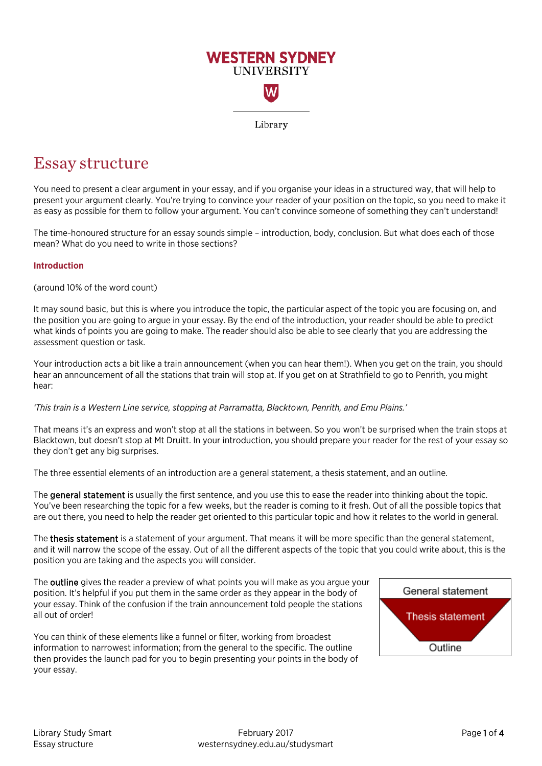WESTERN SYDNEY UNIVERSITY

Library

# Essay structure

You need to present a clear argument in your essay, and if you organise your ideas in a structured way, that will help to present your argument clearly. You're trying to convince your reader of your position on the topic, so you need to make it as easy as possible for them to follow your argument. You can't convince someone of something they can't understand!

The time-honoured structure for an essay sounds simple – introduction, body, conclusion. But what does each of those mean? What do you need to write in those sections?

## Introduction

(around 10% of the word count)

It may sound basic, but this is where you introduce the topic, the particular aspect of the topic you are focusing on, and the position you are going to argue in your essay. By the end of the introduction, your reader should be able to predict what kinds of points you are going to make. The reader should also be able to see clearly that you are addressing the assessment question or task.

Your introduction acts a bit like a train announcement (when you can hear them!). When you get on the train, you should hear an announcement of all the stations that train will stop at. If you get on at Strathfield to go to Penrith, you might hear:

*'This train is a Western Line service, stopping at Parramatta, Blacktown, Penrith, and Emu Plains.'*

That means it's an express and won't stop at all the stations in between. So you won't be surprised when the train stops at Blacktown, but doesn't stop at Mt Druitt. In your introduction, you should prepare your reader for the rest of your essay so they don't get any big surprises.

The three essential elements of an introduction are a general statement, a thesis statement, and an outline.

The **general statement** is usually the first sentence, and you use this to ease the reader into thinking about the topic. You've been researching the topic for a few weeks, but the reader is coming to it fresh. Out of all the possible topics that are out there, you need to help the reader get oriented to this particular topic and how it relates to the world in general.

The **thesis statement** is a statement of your argument. That means it will be more specific than the general statement, and it will narrow the scope of the essay. Out of all the different aspects of the topic that you could write about, this is the position you are taking and the aspects you will consider.

The **outline** gives the reader a preview of what points you will make as you argue your position. It's helpful if you put them in the same order as they appear in the body of your essay. Think of the confusion if the train announcement told people the stations all out of order!

You can think of these elements like a funnel or filter, working from broadest information to narrowest information; from the general to the specific. The outline then provides the launch pad for you to begin presenting your points in the body of your essay.

General statement

Thesis statement

Outline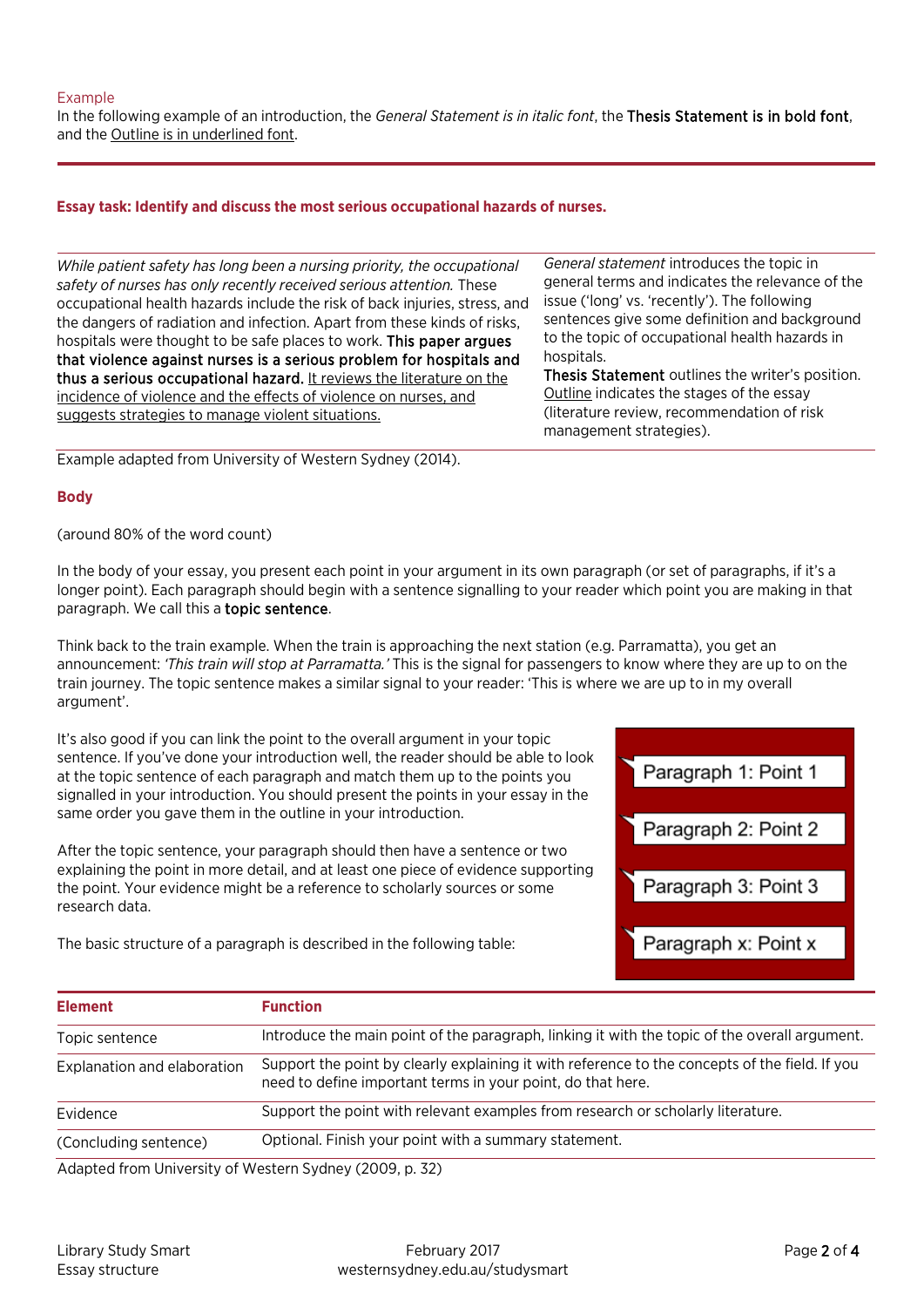### Example

In the following example of an introduction, the *General Statement is in italic font*, the **Thesis Statement is in bold font**, and the <u>Outline is in underlined font</u>.

**Essay task: Identify and discuss the most serious occupational hazards of nurses.**

| | |
|---|---|
| *While patient safety has long been a nursing priority, the occupational safety of nurses has only recently received serious attention.* These occupational health hazards include the risk of back injuries, stress, and the dangers of radiation and infection. Apart from these kinds of risks, hospitals were thought to be safe places to work. **This paper argues that violence against nurses is a serious problem for hospitals and thus a serious occupational hazard.** <u>It reviews the literature on the incidence of violence and the effects of violence on nurses, and suggests strategies to manage violent situations.</u> | *General statement* introduces the topic in general terms and indicates the relevance of the issue ('long' vs. 'recently'). The following sentences give some definition and background to the topic of occupational health hazards in hospitals. **Thesis Statement** outlines the writer's position. <u>Outline</u> indicates the stages of the essay (literature review, recommendation of risk management strategies). |

Example adapted from University of Western Sydney (2014).

## Body

(around 80% of the word count)

In the body of your essay, you present each point in your argument in its own paragraph (or set of paragraphs, if it's a longer point). Each paragraph should begin with a sentence signalling to your reader which point you are making in that paragraph. We call this a **topic sentence**.

Think back to the train example. When the train is approaching the next station (e.g. Parramatta), you get an announcement: *'This train will stop at Parramatta.'* This is the signal for passengers to know where they are up to on the train journey. The topic sentence makes a similar signal to your reader: 'This is where we are up to in my overall argument'.

It's also good if you can link the point to the overall argument in your topic sentence. If you've done your introduction well, the reader should be able to look at the topic sentence of each paragraph and match them up to the points you signalled in your introduction. You should present the points in your essay in the same order you gave them in the outline in your introduction.

- Paragraph 1: Point 1
- Paragraph 2: Point 2
- Paragraph 3: Point 3
- Paragraph x: Point x

After the topic sentence, your paragraph should then have a sentence or two explaining the point in more detail, and at least one piece of evidence supporting the point. Your evidence might be a reference to scholarly sources or some research data.

The basic structure of a paragraph is described in the following table:

| Element | Function |
|---|---|
| Topic sentence | Introduce the main point of the paragraph, linking it with the topic of the overall argument. |
| Explanation and elaboration | Support the point by clearly explaining it with reference to the concepts of the field. If you need to define important terms in your point, do that here. |
| Evidence | Support the point with relevant examples from research or scholarly literature. |
| (Concluding sentence) | Optional. Finish your point with a summary statement. |

Adapted from University of Western Sydney (2009, p. 32)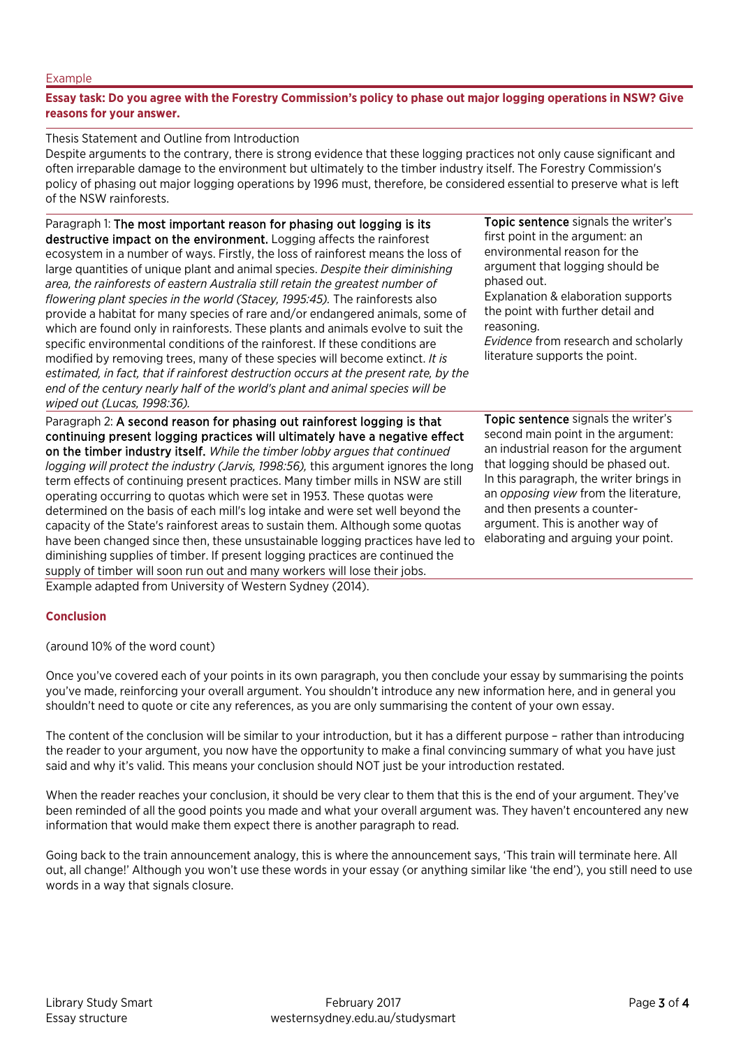Example

**Essay task: Do you agree with the Forestry Commission's policy to phase out major logging operations in NSW? Give reasons for your answer.**

Thesis Statement and Outline from Introduction
Despite arguments to the contrary, there is strong evidence that these logging practices not only cause significant and often irreparable damage to the environment but ultimately to the timber industry itself. The Forestry Commission's policy of phasing out major logging operations by 1996 must, therefore, be considered essential to preserve what is left of the NSW rainforests.

| | |
|---|---|
| Paragraph 1: The most important reason for phasing out logging is its destructive impact on the environment. Logging affects the rainforest ecosystem in a number of ways. Firstly, the loss of rainforest means the loss of large quantities of unique plant and animal species. *Despite their diminishing area, the rainforests of eastern Australia still retain the greatest number of flowering plant species in the world (Stacey, 1995:45).* The rainforests also provide a habitat for many species of rare and/or endangered animals, some of which are found only in rainforests. These plants and animals evolve to suit the specific environmental conditions of the rainforest. If these conditions are modified by removing trees, many of these species will become extinct. *It is estimated, in fact, that if rainforest destruction occurs at the present rate, by the end of the century nearly half of the world's plant and animal species will be wiped out (Lucas, 1998:36).* | Topic sentence signals the writer's first point in the argument: an environmental reason for the argument that logging should be phased out. Explanation & elaboration supports the point with further detail and reasoning. *Evidence* from research and scholarly literature supports the point. |
| Paragraph 2: A second reason for phasing out rainforest logging is that continuing present logging practices will ultimately have a negative effect on the timber industry itself. *While the timber lobby argues that continued logging will protect the industry (Jarvis, 1998:56),* this argument ignores the long term effects of continuing present practices. Many timber mills in NSW are still operating occurring to quotas which were set in 1953. These quotas were determined on the basis of each mill's log intake and were set well beyond the capacity of the State's rainforest areas to sustain them. Although some quotas have been changed since then, these unsustainable logging practices have led to diminishing supplies of timber. If present logging practices are continued the supply of timber will soon run out and many workers will lose their jobs. | Topic sentence signals the writer's second main point in the argument: an industrial reason for the argument that logging should be phased out. In this paragraph, the writer brings in an *opposing view* from the literature, and then presents a counter-argument. This is another way of elaborating and arguing your point. |

Example adapted from University of Western Sydney (2014).

## Conclusion

(around 10% of the word count)

Once you've covered each of your points in its own paragraph, you then conclude your essay by summarising the points you've made, reinforcing your overall argument. You shouldn't introduce any new information here, and in general you shouldn't need to quote or cite any references, as you are only summarising the content of your own essay.

The content of the conclusion will be similar to your introduction, but it has a different purpose – rather than introducing the reader to your argument, you now have the opportunity to make a final convincing summary of what you have just said and why it's valid. This means your conclusion should NOT just be your introduction restated.

When the reader reaches your conclusion, it should be very clear to them that this is the end of your argument. They've been reminded of all the good points you made and what your overall argument was. They haven't encountered any new information that would make them expect there is another paragraph to read.

Going back to the train announcement analogy, this is where the announcement says, 'This train will terminate here. All out, all change!' Although you won't use these words in your essay (or anything similar like 'the end'), you still need to use words in a way that signals closure.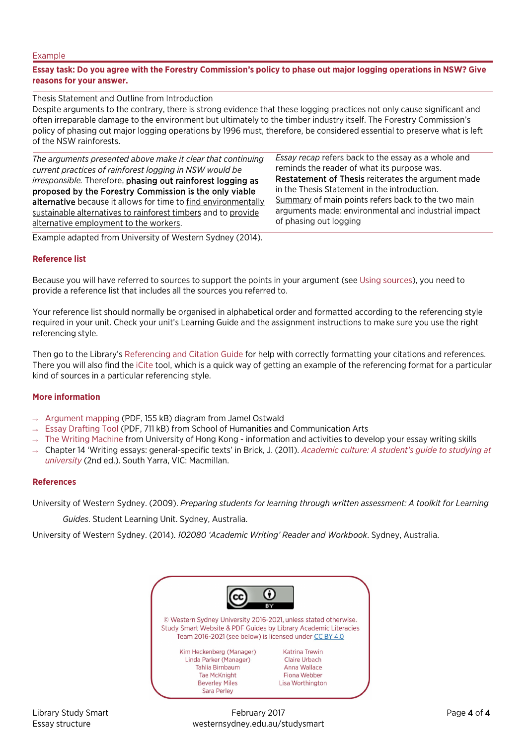Example

**Essay task: Do you agree with the Forestry Commission's policy to phase out major logging operations in NSW? Give reasons for your answer.**

Thesis Statement and Outline from Introduction
Despite arguments to the contrary, there is strong evidence that these logging practices not only cause significant and often irreparable damage to the environment but ultimately to the timber industry itself. The Forestry Commission's policy of phasing out major logging operations by 1996 must, therefore, be considered essential to preserve what is left of the NSW rainforests.

| | |
|---|---|
| *The arguments presented above make it clear that continuing current practices of rainforest logging in NSW would be irresponsible.* Therefore, **phasing out rainforest logging as proposed by the Forestry Commission is the only viable alternative** because it allows for time to find environmentally sustainable alternatives to rainforest timbers and to provide alternative employment to the workers. | *Essay recap* refers back to the essay as a whole and reminds the reader of what its purpose was. **Restatement of Thesis** reiterates the argument made in the Thesis Statement in the introduction. Summary of main points refers back to the two main arguments made: environmental and industrial impact of phasing out logging |

Example adapted from University of Western Sydney (2014).

## Reference list

Because you will have referred to sources to support the points in your argument (see Using sources), you need to provide a reference list that includes all the sources you referred to.

Your reference list should normally be organised in alphabetical order and formatted according to the referencing style required in your unit. Check your unit's Learning Guide and the assignment instructions to make sure you use the right referencing style.

Then go to the Library's Referencing and Citation Guide for help with correctly formatting your citations and references. There you will also find the iCite tool, which is a quick way of getting an example of the referencing format for a particular kind of sources in a particular referencing style.

## More information

- Argument mapping (PDF, 155 kB) diagram from Jamel Ostwald
- Essay Drafting Tool (PDF, 711 kB) from School of Humanities and Communication Arts
- The Writing Machine from University of Hong Kong - information and activities to develop your essay writing skills
- Chapter 14 'Writing essays: general-specific texts' in Brick, J. (2011). *Academic culture: A student's guide to studying at university* (2nd ed.). South Yarra, VIC: Macmillan.

## References

University of Western Sydney. (2009). *Preparing students for learning through written assessment: A toolkit for Learning Guides*. Student Learning Unit. Sydney, Australia.

University of Western Sydney. (2014). *102080 'Academic Writing' Reader and Workbook*. Sydney, Australia.

© Western Sydney University 2016-2021, unless stated otherwise.
Study Smart Website & PDF Guides by Library Academic Literacies Team 2016-2021 (see below) is licensed under CC BY 4.0

Kim Heckenberg (Manager)
Linda Parker (Manager)
Tahlia Birnbaum
Tae McKnight
Beverley Miles
Sara Perley
Katrina Trewin
Claire Urbach
Anna Wallace
Fiona Webber
Lisa Worthington